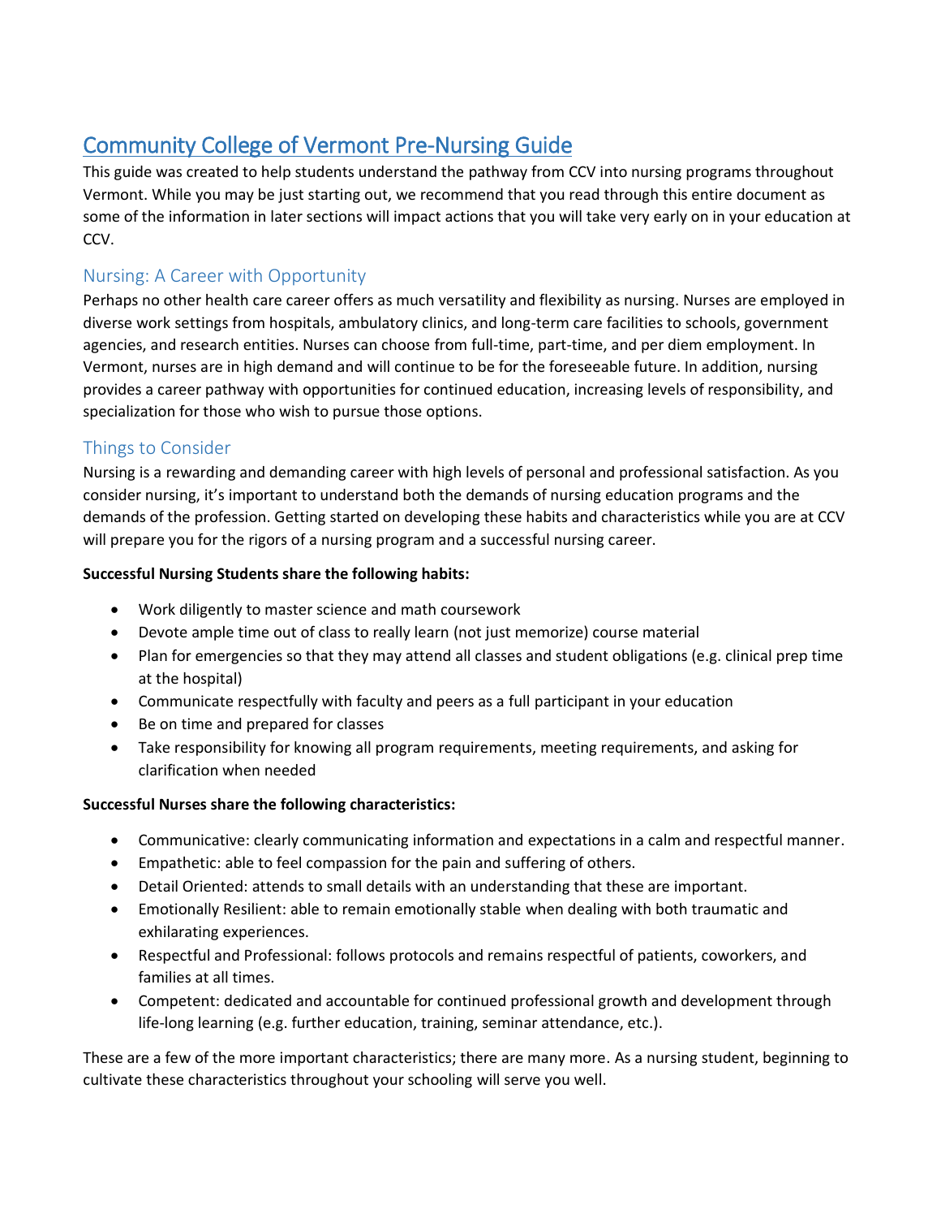# Community College of Vermont Pre-Nursing Guide

This guide was created to help students understand the pathway from CCV into nursing programs throughout Vermont. While you may be just starting out, we recommend that you read through this entire document as some of the information in later sections will impact actions that you will take very early on in your education at CCV.

## Nursing: A Career with Opportunity

Perhaps no other health care career offers as much versatility and flexibility as nursing. Nurses are employed in diverse work settings from hospitals, ambulatory clinics, and long-term care facilities to schools, government agencies, and research entities. Nurses can choose from full-time, part-time, and per diem employment. In Vermont, nurses are in high demand and will continue to be for the foreseeable future. In addition, nursing provides a career pathway with opportunities for continued education, increasing levels of responsibility, and specialization for those who wish to pursue those options.

## Things to Consider

Nursing is a rewarding and demanding career with high levels of personal and professional satisfaction. As you consider nursing, it's important to understand both the demands of nursing education programs and the demands of the profession. Getting started on developing these habits and characteristics while you are at CCV will prepare you for the rigors of a nursing program and a successful nursing career.

**Successful Nursing Students share the following habits:**

- Work diligently to master science and math coursework
- Devote ample time out of class to really learn (not just memorize) course material
- Plan for emergencies so that they may attend all classes and student obligations (e.g. clinical prep time at the hospital)
- Communicate respectfully with faculty and peers as a full participant in your education
- Be on time and prepared for classes
- Take responsibility for knowing all program requirements, meeting requirements, and asking for clarification when needed

**Successful Nurses share the following characteristics:**

- Communicative: clearly communicating information and expectations in a calm and respectful manner.
- Empathetic: able to feel compassion for the pain and suffering of others.
- Detail Oriented: attends to small details with an understanding that these are important.
- Emotionally Resilient: able to remain emotionally stable when dealing with both traumatic and exhilarating experiences.
- Respectful and Professional: follows protocols and remains respectful of patients, coworkers, and families at all times.
- Competent: dedicated and accountable for continued professional growth and development through life-long learning (e.g. further education, training, seminar attendance, etc.).

These are a few of the more important characteristics; there are many more. As a nursing student, beginning to cultivate these characteristics throughout your schooling will serve you well.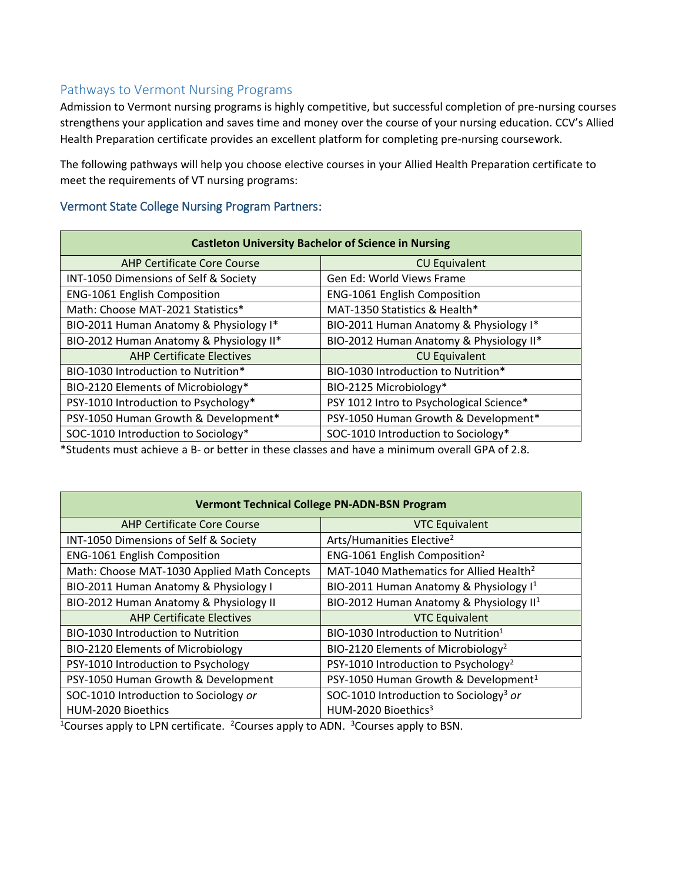## Pathways to Vermont Nursing Programs

Admission to Vermont nursing programs is highly competitive, but successful completion of pre-nursing courses strengthens your application and saves time and money over the course of your nursing education. CCV's Allied Health Preparation certificate provides an excellent platform for completing pre-nursing coursework.

The following pathways will help you choose elective courses in your Allied Health Preparation certificate to meet the requirements of VT nursing programs:

### Vermont State College Nursing Program Partners:

| **Castleton University Bachelor of Science in Nursing** | |
|---|---|
| AHP Certificate Core Course | CU Equivalent |
| INT-1050 Dimensions of Self & Society | Gen Ed: World Views Frame |
| ENG-1061 English Composition | ENG-1061 English Composition |
| Math: Choose MAT-2021 Statistics* | MAT-1350 Statistics & Health* |
| BIO-2011 Human Anatomy & Physiology I* | BIO-2011 Human Anatomy & Physiology I* |
| BIO-2012 Human Anatomy & Physiology II* | BIO-2012 Human Anatomy & Physiology II* |
| AHP Certificate Electives | CU Equivalent |
| BIO-1030 Introduction to Nutrition* | BIO-1030 Introduction to Nutrition* |
| BIO-2120 Elements of Microbiology* | BIO-2125 Microbiology* |
| PSY-1010 Introduction to Psychology* | PSY 1012 Intro to Psychological Science* |
| PSY-1050 Human Growth & Development* | PSY-1050 Human Growth & Development* |
| SOC-1010 Introduction to Sociology* | SOC-1010 Introduction to Sociology* |

*Students must achieve a B- or better in these classes and have a minimum overall GPA of 2.8.

| **Vermont Technical College PN-ADN-BSN Program** | |
|---|---|
| AHP Certificate Core Course | VTC Equivalent |
| INT-1050 Dimensions of Self & Society | Arts/Humanities Elective[2] |
| ENG-1061 English Composition | ENG-1061 English Composition[2] |
| Math: Choose MAT-1030 Applied Math Concepts | MAT-1040 Mathematics for Allied Health[2] |
| BIO-2011 Human Anatomy & Physiology I | BIO-2011 Human Anatomy & Physiology I[1] |
| BIO-2012 Human Anatomy & Physiology II | BIO-2012 Human Anatomy & Physiology II[1] |
| AHP Certificate Electives | VTC Equivalent |
| BIO-1030 Introduction to Nutrition | BIO-1030 Introduction to Nutrition[1] |
| BIO-2120 Elements of Microbiology | BIO-2120 Elements of Microbiology[2] |
| PSY-1010 Introduction to Psychology | PSY-1010 Introduction to Psychology[2] |
| PSY-1050 Human Growth & Development | PSY-1050 Human Growth & Development[1] |
| SOC-1010 Introduction to Sociology *or* HUM-2020 Bioethics | SOC-1010 Introduction to Sociology[3] *or* HUM-2020 Bioethics[3] |

[1]Courses apply to LPN certificate. [2]Courses apply to ADN. [3]Courses apply to BSN.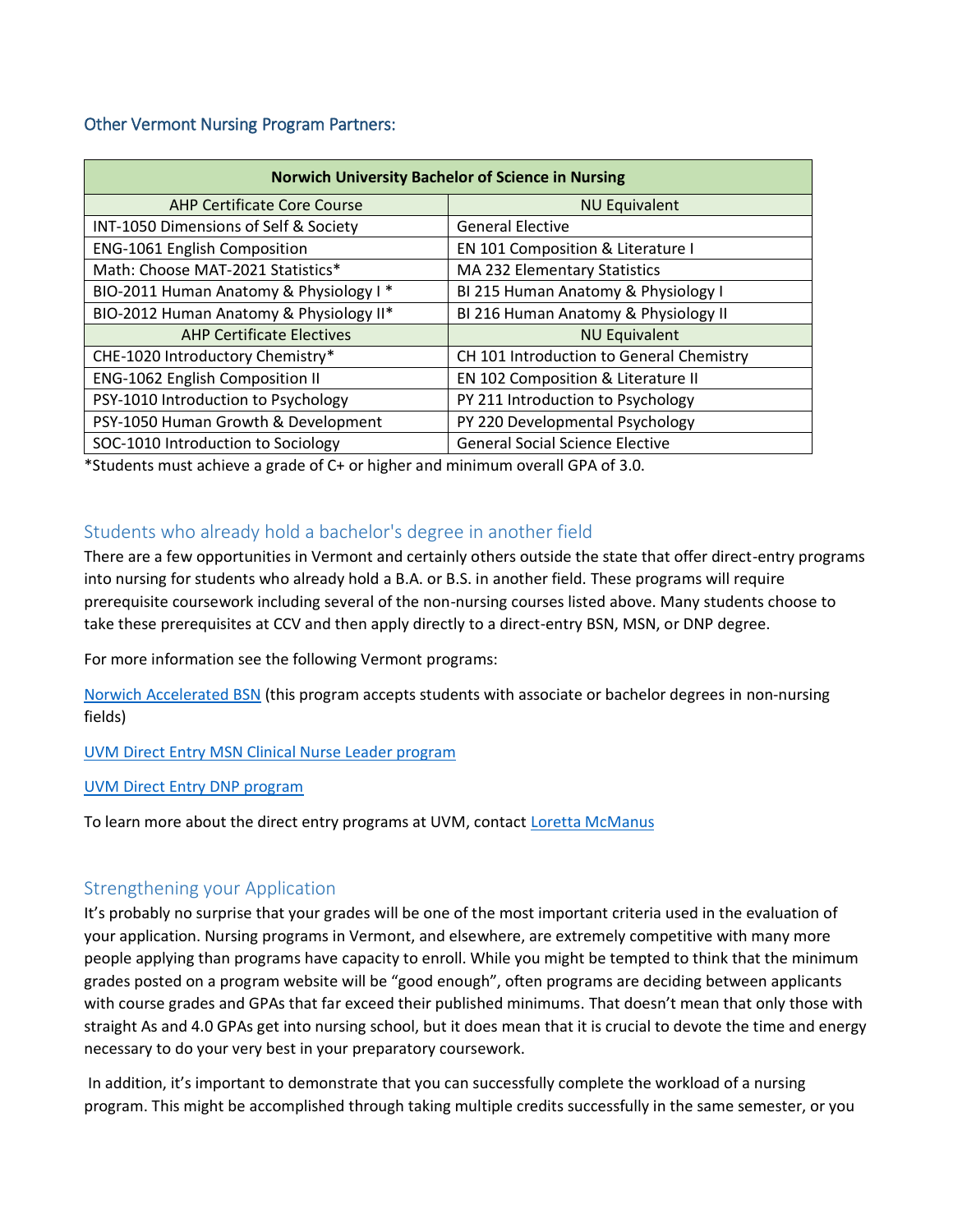## Other Vermont Nursing Program Partners:

| Norwich University Bachelor of Science in Nursing | |
|---|---|
| AHP Certificate Core Course | NU Equivalent |
| INT-1050 Dimensions of Self & Society | General Elective |
| ENG-1061 English Composition | EN 101 Composition & Literature I |
| Math: Choose MAT-2021 Statistics* | MA 232 Elementary Statistics |
| BIO-2011 Human Anatomy & Physiology I * | BI 215 Human Anatomy & Physiology I |
| BIO-2012 Human Anatomy & Physiology II* | BI 216 Human Anatomy & Physiology II |
| AHP Certificate Electives | NU Equivalent |
| CHE-1020 Introductory Chemistry* | CH 101 Introduction to General Chemistry |
| ENG-1062 English Composition II | EN 102 Composition & Literature II |
| PSY-1010 Introduction to Psychology | PY 211 Introduction to Psychology |
| PSY-1050 Human Growth & Development | PY 220 Developmental Psychology |
| SOC-1010 Introduction to Sociology | General Social Science Elective |

*Students must achieve a grade of C+ or higher and minimum overall GPA of 3.0.

## Students who already hold a bachelor's degree in another field

There are a few opportunities in Vermont and certainly others outside the state that offer direct-entry programs into nursing for students who already hold a B.A. or B.S. in another field. These programs will require prerequisite coursework including several of the non-nursing courses listed above. Many students choose to take these prerequisites at CCV and then apply directly to a direct-entry BSN, MSN, or DNP degree.

For more information see the following Vermont programs:

Norwich Accelerated BSN (this program accepts students with associate or bachelor degrees in non-nursing fields)

UVM Direct Entry MSN Clinical Nurse Leader program

UVM Direct Entry DNP program

To learn more about the direct entry programs at UVM, contact Loretta McManus

## Strengthening your Application

It's probably no surprise that your grades will be one of the most important criteria used in the evaluation of your application. Nursing programs in Vermont, and elsewhere, are extremely competitive with many more people applying than programs have capacity to enroll. While you might be tempted to think that the minimum grades posted on a program website will be "good enough", often programs are deciding between applicants with course grades and GPAs that far exceed their published minimums. That doesn't mean that only those with straight As and 4.0 GPAs get into nursing school, but it does mean that it is crucial to devote the time and energy necessary to do your very best in your preparatory coursework.

In addition, it's important to demonstrate that you can successfully complete the workload of a nursing program. This might be accomplished through taking multiple credits successfully in the same semester, or you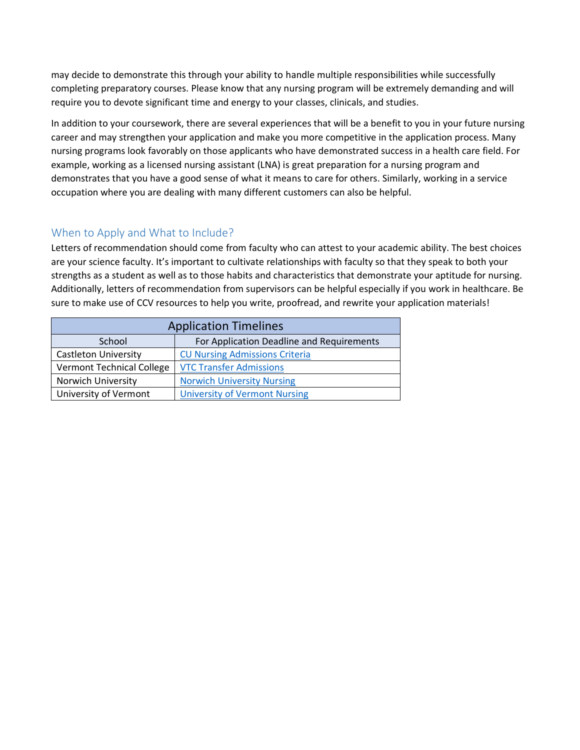may decide to demonstrate this through your ability to handle multiple responsibilities while successfully completing preparatory courses. Please know that any nursing program will be extremely demanding and will require you to devote significant time and energy to your classes, clinicals, and studies.

In addition to your coursework, there are several experiences that will be a benefit to you in your future nursing career and may strengthen your application and make you more competitive in the application process. Many nursing programs look favorably on those applicants who have demonstrated success in a health care field. For example, working as a licensed nursing assistant (LNA) is great preparation for a nursing program and demonstrates that you have a good sense of what it means to care for others. Similarly, working in a service occupation where you are dealing with many different customers can also be helpful.

## When to Apply and What to Include?

Letters of recommendation should come from faculty who can attest to your academic ability. The best choices are your science faculty. It's important to cultivate relationships with faculty so that they speak to both your strengths as a student as well as to those habits and characteristics that demonstrate your aptitude for nursing. Additionally, letters of recommendation from supervisors can be helpful especially if you work in healthcare. Be sure to make use of CCV resources to help you write, proofread, and rewrite your application materials!

| Application Timelines | |
|---|---|
| School | For Application Deadline and Requirements |
| Castleton University | CU Nursing Admissions Criteria |
| Vermont Technical College | VTC Transfer Admissions |
| Norwich University | Norwich University Nursing |
| University of Vermont | University of Vermont Nursing |